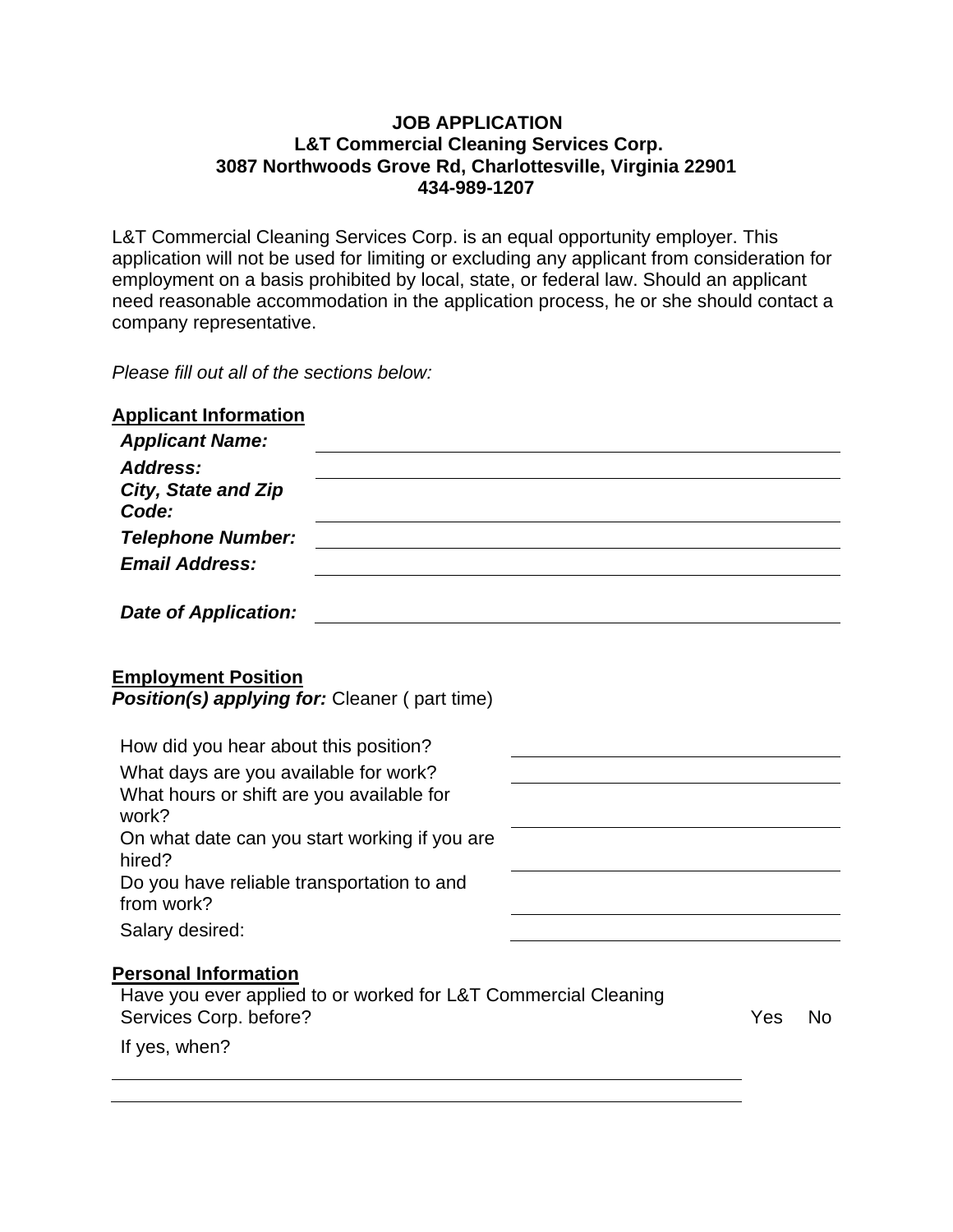**JOB APPLICATION**
**L&T Commercial Cleaning Services Corp.**
**3087 Northwoods Grove Rd, Charlottesville, Virginia 22901**
**434-989-1207**

L&T Commercial Cleaning Services Corp. is an equal opportunity employer. This application will not be used for limiting or excluding any applicant from consideration for employment on a basis prohibited by local, state, or federal law. Should an applicant need reasonable accommodation in the application process, he or she should contact a company representative.

*Please fill out all of the sections below:*

## Applicant Information

***Applicant Name:*** ______________________________

***Address:*** ______________________________

***City, State and Zip Code:*** ______________________________

***Telephone Number:*** ______________________________

***Email Address:*** ______________________________

***Date of Application:*** ______________________________

## Employment Position

***Position(s) applying for:*** Cleaner ( part time)

How did you hear about this position? ______________________________

What days are you available for work? ______________________________

What hours or shift are you available for work? ______________________________

On what date can you start working if you are hired? ______________________________

Do you have reliable transportation to and from work? ______________________________

Salary desired: ______________________________

## Personal Information

Have you ever applied to or worked for L&T Commercial Cleaning Services Corp. before? Yes No

If yes, when?

______________________________

______________________________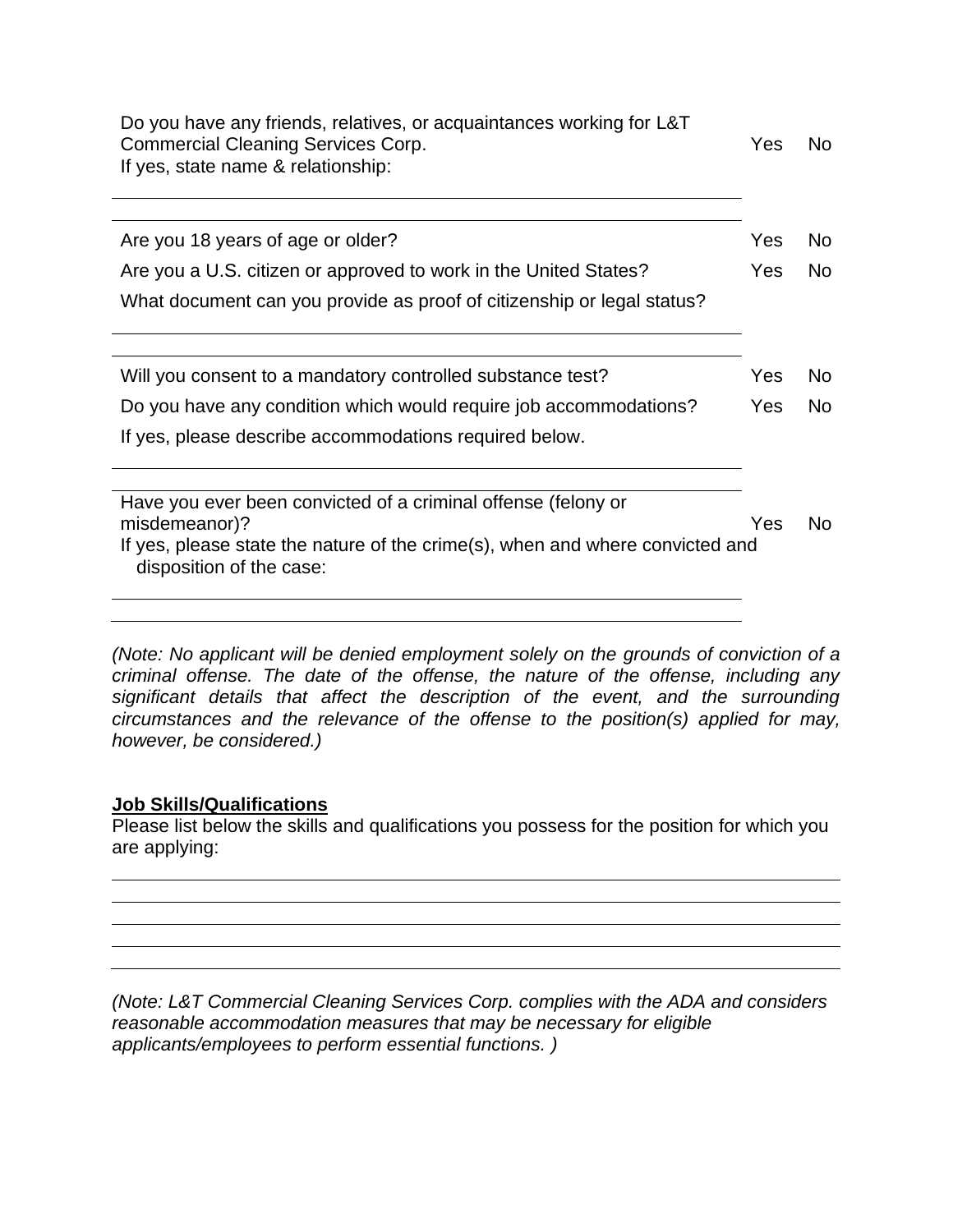Do you have any friends, relatives, or acquaintances working for L&T Commercial Cleaning Services Corp. Yes No
If yes, state name & relationship:

\_\_\_\_\_\_\_\_\_\_\_\_\_\_\_\_\_\_\_\_\_\_\_\_\_\_\_\_\_\_\_\_\_\_\_\_\_\_\_\_\_\_\_\_\_\_\_\_\_\_\_\_\_\_\_\_\_\_\_\_

\_\_\_\_\_\_\_\_\_\_\_\_\_\_\_\_\_\_\_\_\_\_\_\_\_\_\_\_\_\_\_\_\_\_\_\_\_\_\_\_\_\_\_\_\_\_\_\_\_\_\_\_\_\_\_\_\_\_\_\_

Are you 18 years of age or older? Yes No

Are you a U.S. citizen or approved to work in the United States? Yes No

What document can you provide as proof of citizenship or legal status?

\_\_\_\_\_\_\_\_\_\_\_\_\_\_\_\_\_\_\_\_\_\_\_\_\_\_\_\_\_\_\_\_\_\_\_\_\_\_\_\_\_\_\_\_\_\_\_\_\_\_\_\_\_\_\_\_\_\_\_\_

\_\_\_\_\_\_\_\_\_\_\_\_\_\_\_\_\_\_\_\_\_\_\_\_\_\_\_\_\_\_\_\_\_\_\_\_\_\_\_\_\_\_\_\_\_\_\_\_\_\_\_\_\_\_\_\_\_\_\_\_

Will you consent to a mandatory controlled substance test? Yes No

Do you have any condition which would require job accommodations? Yes No

If yes, please describe accommodations required below.

\_\_\_\_\_\_\_\_\_\_\_\_\_\_\_\_\_\_\_\_\_\_\_\_\_\_\_\_\_\_\_\_\_\_\_\_\_\_\_\_\_\_\_\_\_\_\_\_\_\_\_\_\_\_\_\_\_\_\_\_

\_\_\_\_\_\_\_\_\_\_\_\_\_\_\_\_\_\_\_\_\_\_\_\_\_\_\_\_\_\_\_\_\_\_\_\_\_\_\_\_\_\_\_\_\_\_\_\_\_\_\_\_\_\_\_\_\_\_\_\_

Have you ever been convicted of a criminal offense (felony or misdemeanor)? Yes No

If yes, please state the nature of the crime(s), when and where convicted and disposition of the case:

\_\_\_\_\_\_\_\_\_\_\_\_\_\_\_\_\_\_\_\_\_\_\_\_\_\_\_\_\_\_\_\_\_\_\_\_\_\_\_\_\_\_\_\_\_\_\_\_\_\_\_\_\_\_\_\_\_\_\_\_

\_\_\_\_\_\_\_\_\_\_\_\_\_\_\_\_\_\_\_\_\_\_\_\_\_\_\_\_\_\_\_\_\_\_\_\_\_\_\_\_\_\_\_\_\_\_\_\_\_\_\_\_\_\_\_\_\_\_\_\_

*(Note: No applicant will be denied employment solely on the grounds of conviction of a criminal offense. The date of the offense, the nature of the offense, including any significant details that affect the description of the event, and the surrounding circumstances and the relevance of the offense to the position(s) applied for may, however, be considered.)*

**Job Skills/Qualifications**

Please list below the skills and qualifications you possess for the position for which you are applying:

\_\_\_\_\_\_\_\_\_\_\_\_\_\_\_\_\_\_\_\_\_\_\_\_\_\_\_\_\_\_\_\_\_\_\_\_\_\_\_\_\_\_\_\_\_\_\_\_\_\_\_\_\_\_\_\_\_\_\_\_\_\_\_\_\_\_\_\_

\_\_\_\_\_\_\_\_\_\_\_\_\_\_\_\_\_\_\_\_\_\_\_\_\_\_\_\_\_\_\_\_\_\_\_\_\_\_\_\_\_\_\_\_\_\_\_\_\_\_\_\_\_\_\_\_\_\_\_\_\_\_\_\_\_\_\_\_

\_\_\_\_\_\_\_\_\_\_\_\_\_\_\_\_\_\_\_\_\_\_\_\_\_\_\_\_\_\_\_\_\_\_\_\_\_\_\_\_\_\_\_\_\_\_\_\_\_\_\_\_\_\_\_\_\_\_\_\_\_\_\_\_\_\_\_\_

\_\_\_\_\_\_\_\_\_\_\_\_\_\_\_\_\_\_\_\_\_\_\_\_\_\_\_\_\_\_\_\_\_\_\_\_\_\_\_\_\_\_\_\_\_\_\_\_\_\_\_\_\_\_\_\_\_\_\_\_\_\_\_\_\_\_\_\_

\_\_\_\_\_\_\_\_\_\_\_\_\_\_\_\_\_\_\_\_\_\_\_\_\_\_\_\_\_\_\_\_\_\_\_\_\_\_\_\_\_\_\_\_\_\_\_\_\_\_\_\_\_\_\_\_\_\_\_\_\_\_\_\_\_\_\_\_

*(Note: L&T Commercial Cleaning Services Corp. complies with the ADA and considers reasonable accommodation measures that may be necessary for eligible applicants/employees to perform essential functions. )*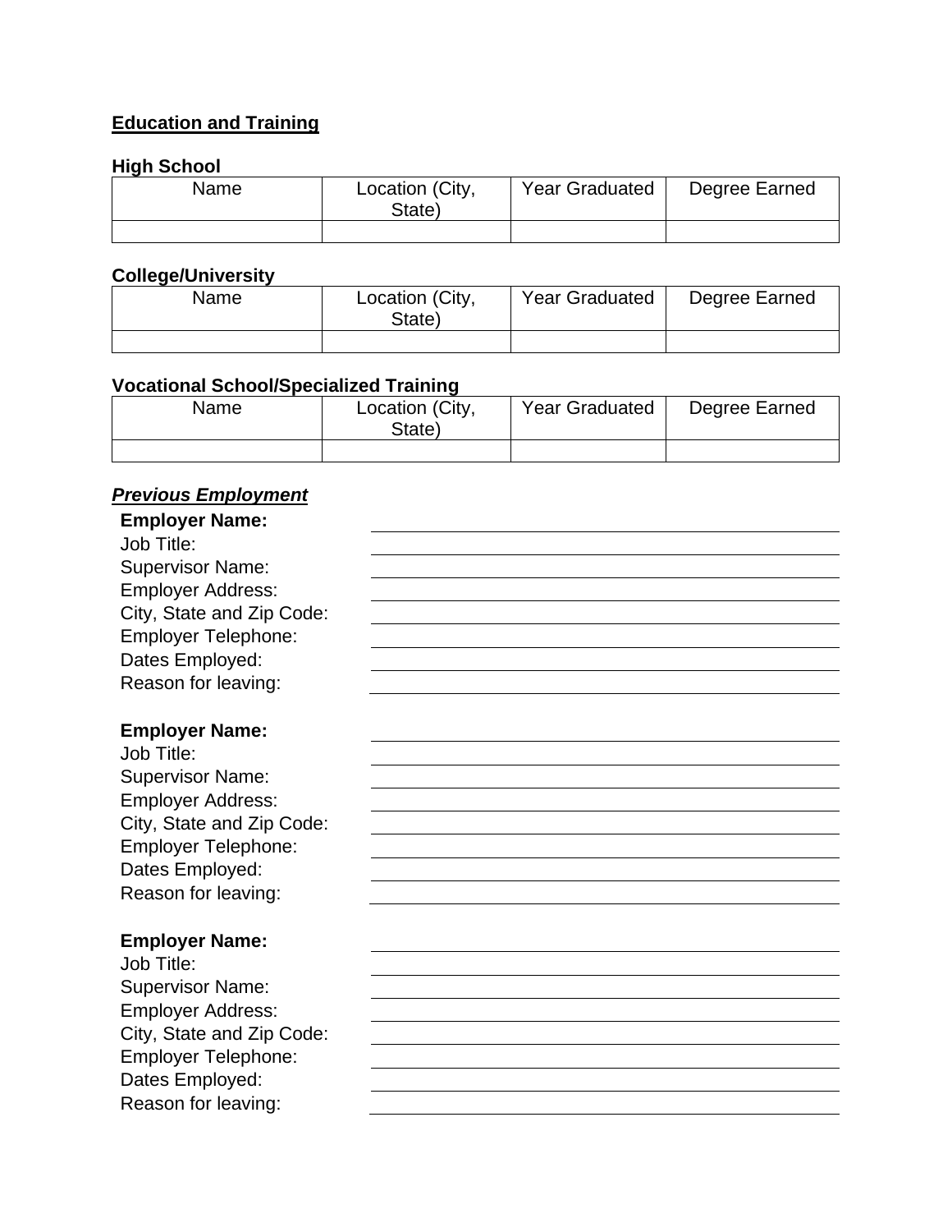## Education and Training

### High School

| Name | Location (City, State) | Year Graduated | Degree Earned |
|---|---|---|---|
| | | | |

### College/University

| Name | Location (City, State) | Year Graduated | Degree Earned |
|---|---|---|---|
| | | | |

### Vocational School/Specialized Training

| Name | Location (City, State) | Year Graduated | Degree Earned |
|---|---|---|---|
| | | | |

## *Previous Employment*

**Employer Name:** \_\_\_\_\_\_\_\_\_\_\_\_\_\_\_\_\_\_\_\_\_\_\_\_\_\_\_\_\_\_

Job Title: \_\_\_\_\_\_\_\_\_\_\_\_\_\_\_\_\_\_\_\_\_\_\_\_\_\_\_\_\_\_

Supervisor Name: \_\_\_\_\_\_\_\_\_\_\_\_\_\_\_\_\_\_\_\_\_\_\_\_\_\_\_\_\_\_

Employer Address: \_\_\_\_\_\_\_\_\_\_\_\_\_\_\_\_\_\_\_\_\_\_\_\_\_\_\_\_\_\_

City, State and Zip Code: \_\_\_\_\_\_\_\_\_\_\_\_\_\_\_\_\_\_\_\_\_\_\_\_\_\_\_\_\_\_

Employer Telephone: \_\_\_\_\_\_\_\_\_\_\_\_\_\_\_\_\_\_\_\_\_\_\_\_\_\_\_\_\_\_

Dates Employed: \_\_\_\_\_\_\_\_\_\_\_\_\_\_\_\_\_\_\_\_\_\_\_\_\_\_\_\_\_\_

Reason for leaving: \_\_\_\_\_\_\_\_\_\_\_\_\_\_\_\_\_\_\_\_\_\_\_\_\_\_\_\_\_\_

**Employer Name:** \_\_\_\_\_\_\_\_\_\_\_\_\_\_\_\_\_\_\_\_\_\_\_\_\_\_\_\_\_\_

Job Title: \_\_\_\_\_\_\_\_\_\_\_\_\_\_\_\_\_\_\_\_\_\_\_\_\_\_\_\_\_\_

Supervisor Name: \_\_\_\_\_\_\_\_\_\_\_\_\_\_\_\_\_\_\_\_\_\_\_\_\_\_\_\_\_\_

Employer Address: \_\_\_\_\_\_\_\_\_\_\_\_\_\_\_\_\_\_\_\_\_\_\_\_\_\_\_\_\_\_

City, State and Zip Code: \_\_\_\_\_\_\_\_\_\_\_\_\_\_\_\_\_\_\_\_\_\_\_\_\_\_\_\_\_\_

Employer Telephone: \_\_\_\_\_\_\_\_\_\_\_\_\_\_\_\_\_\_\_\_\_\_\_\_\_\_\_\_\_\_

Dates Employed: \_\_\_\_\_\_\_\_\_\_\_\_\_\_\_\_\_\_\_\_\_\_\_\_\_\_\_\_\_\_

Reason for leaving: \_\_\_\_\_\_\_\_\_\_\_\_\_\_\_\_\_\_\_\_\_\_\_\_\_\_\_\_\_\_

**Employer Name:** \_\_\_\_\_\_\_\_\_\_\_\_\_\_\_\_\_\_\_\_\_\_\_\_\_\_\_\_\_\_

Job Title: \_\_\_\_\_\_\_\_\_\_\_\_\_\_\_\_\_\_\_\_\_\_\_\_\_\_\_\_\_\_

Supervisor Name: \_\_\_\_\_\_\_\_\_\_\_\_\_\_\_\_\_\_\_\_\_\_\_\_\_\_\_\_\_\_

Employer Address: \_\_\_\_\_\_\_\_\_\_\_\_\_\_\_\_\_\_\_\_\_\_\_\_\_\_\_\_\_\_

City, State and Zip Code: \_\_\_\_\_\_\_\_\_\_\_\_\_\_\_\_\_\_\_\_\_\_\_\_\_\_\_\_\_\_

Employer Telephone: \_\_\_\_\_\_\_\_\_\_\_\_\_\_\_\_\_\_\_\_\_\_\_\_\_\_\_\_\_\_

Dates Employed: \_\_\_\_\_\_\_\_\_\_\_\_\_\_\_\_\_\_\_\_\_\_\_\_\_\_\_\_\_\_

Reason for leaving: \_\_\_\_\_\_\_\_\_\_\_\_\_\_\_\_\_\_\_\_\_\_\_\_\_\_\_\_\_\_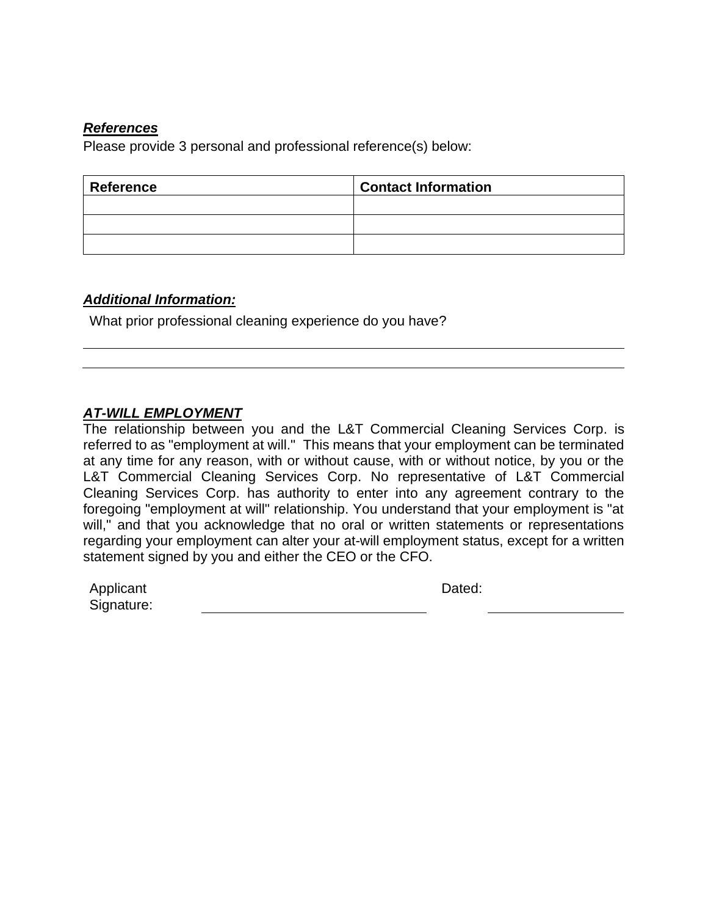***References***

Please provide 3 personal and professional reference(s) below:

| Reference | Contact Information |
| --- | --- |
| | |
| | |
| | |

***Additional Information:***

What prior professional cleaning experience do you have?

___________________________________________________________________________

___________________________________________________________________________

***AT-WILL EMPLOYMENT***

The relationship between you and the L&T Commercial Cleaning Services Corp. is referred to as "employment at will." This means that your employment can be terminated at any time for any reason, with or without cause, with or without notice, by you or the L&T Commercial Cleaning Services Corp. No representative of L&T Commercial Cleaning Services Corp. has authority to enter into any agreement contrary to the foregoing "employment at will" relationship. You understand that your employment is "at will," and that you acknowledge that no oral or written statements or representations regarding your employment can alter your at-will employment status, except for a written statement signed by you and either the CEO or the CFO.

Applicant Signature: ______________________________ Dated: ____________________